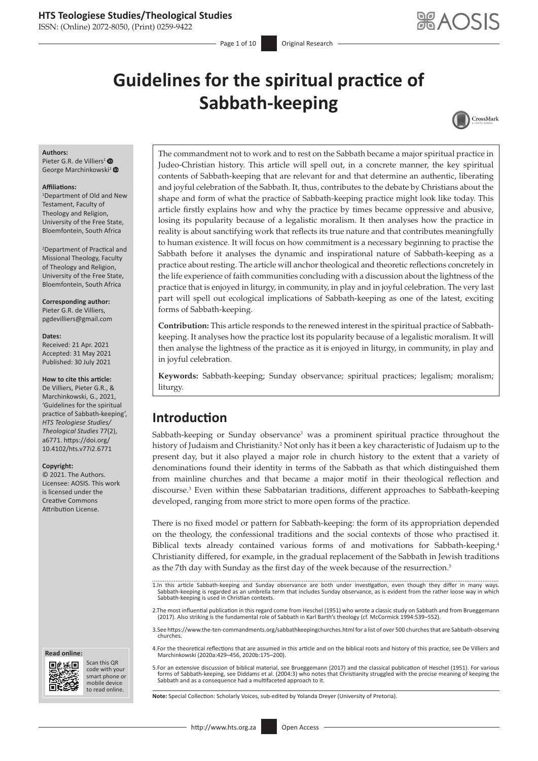# Guidelines for the spiritual practice of Sabbath-keeping

**Authors:**
Pieter G.R. de Villiers[1]
George Marchinkowski[2]

**Affiliations:**
[1]Department of Old and New Testament, Faculty of Theology and Religion, University of the Free State, Bloemfontein, South Africa

[2]Department of Practical and Missional Theology, Faculty of Theology and Religion, University of the Free State, Bloemfontein, South Africa

**Corresponding author:**
Pieter G.R. de Villiers,
pgdevilliers@gmail.com

**Dates:**
Received: 21 Apr. 2021
Accepted: 31 May 2021
Published: 30 July 2021

**How to cite this article:**
De Villiers, Pieter G.R., & Marchinkowski, G., 2021, 'Guidelines for the spiritual practice of Sabbath-keeping', *HTS Teologiese Studies/ Theological Studies* 77(2), a6771. https://doi.org/10.4102/hts.v77i2.6771

**Copyright:**
© 2021. The Authors. Licensee: AOSIS. This work is licensed under the Creative Commons Attribution License.

The commandment not to work and to rest on the Sabbath became a major spiritual practice in Judeo-Christian history. This article will spell out, in a concrete manner, the key spiritual contents of Sabbath-keeping that are relevant for and that determine an authentic, liberating and joyful celebration of the Sabbath. It, thus, contributes to the debate by Christians about the shape and form of what the practice of Sabbath-keeping practice might look like today. This article firstly explains how and why the practice by times became oppressive and abusive, losing its popularity because of a legalistic moralism. It then analyses how the practice in reality is about sanctifying work that reflects its true nature and that contributes meaningfully to human existence. It will focus on how commitment is a necessary beginning to practise the Sabbath before it analyses the dynamic and inspirational nature of Sabbath-keeping as a practice about resting. The article will anchor theological and theoretic reflections concretely in the life experience of faith communities concluding with a discussion about the lightness of the practice that is enjoyed in liturgy, in community, in play and in joyful celebration. The very last part will spell out ecological implications of Sabbath-keeping as one of the latest, exciting forms of Sabbath-keeping.

**Contribution:** This article responds to the renewed interest in the spiritual practice of Sabbath-keeping. It analyses how the practice lost its popularity because of a legalistic moralism. It will then analyse the lightness of the practice as it is enjoyed in liturgy, in community, in play and in joyful celebration.

**Keywords:** Sabbath-keeping; Sunday observance; spiritual practices; legalism; moralism; liturgy.

## Introduction

Sabbath-keeping or Sunday observance[1] was a prominent spiritual practice throughout the history of Judaism and Christianity.[2] Not only has it been a key characteristic of Judaism up to the present day, but it also played a major role in church history to the extent that a variety of denominations found their identity in terms of the Sabbath as that which distinguished them from mainline churches and that became a major motif in their theological reflection and discourse.[3] Even within these Sabbatarian traditions, different approaches to Sabbath-keeping developed, ranging from more strict to more open forms of the practice.

There is no fixed model or pattern for Sabbath-keeping: the form of its appropriation depended on the theology, the confessional traditions and the social contexts of those who practised it. Biblical texts already contained various forms of and motivations for Sabbath-keeping.[4] Christianity differed, for example, in the gradual replacement of the Sabbath in Jewish traditions as the 7th day with Sunday as the first day of the week because of the resurrection.[5]

1.In this article Sabbath-keeping and Sunday observance are both under investigation, even though they differ in many ways. Sabbath-keeping is regarded as an umbrella term that includes Sunday observance, as is evident from the rather loose way in which Sabbath-keeping is used in Christian contexts.

2.The most influential publication in this regard come from Heschel (1951) who wrote a classic study on Sabbath and from Brueggemann (2017). Also striking is the fundamental role of Sabbath in Karl Barth's theology (cf. McCormick 1994:539–552).

3.See https://www.the-ten-commandments.org/sabbathkeepingchurches.html for a list of over 500 churches that are Sabbath-observing churches.

4.For the theoretical reflections that are assumed in this article and on the biblical roots and history of this practice, see De Villiers and Marchinkowski (2020a:429–456, 2020b:175–200).

5.For an extensive discussion of biblical material, see Brueggemann (2017) and the classical publication of Heschel (1951). For various forms of Sabbath-keeping, see Diddams et al. (2004:3) who notes that Christianity struggled with the precise meaning of keeping the Sabbath and as a consequence had a multifaceted approach to it.

**Note:** Special Collection: Scholarly Voices, sub-edited by Yolanda Dreyer (University of Pretoria).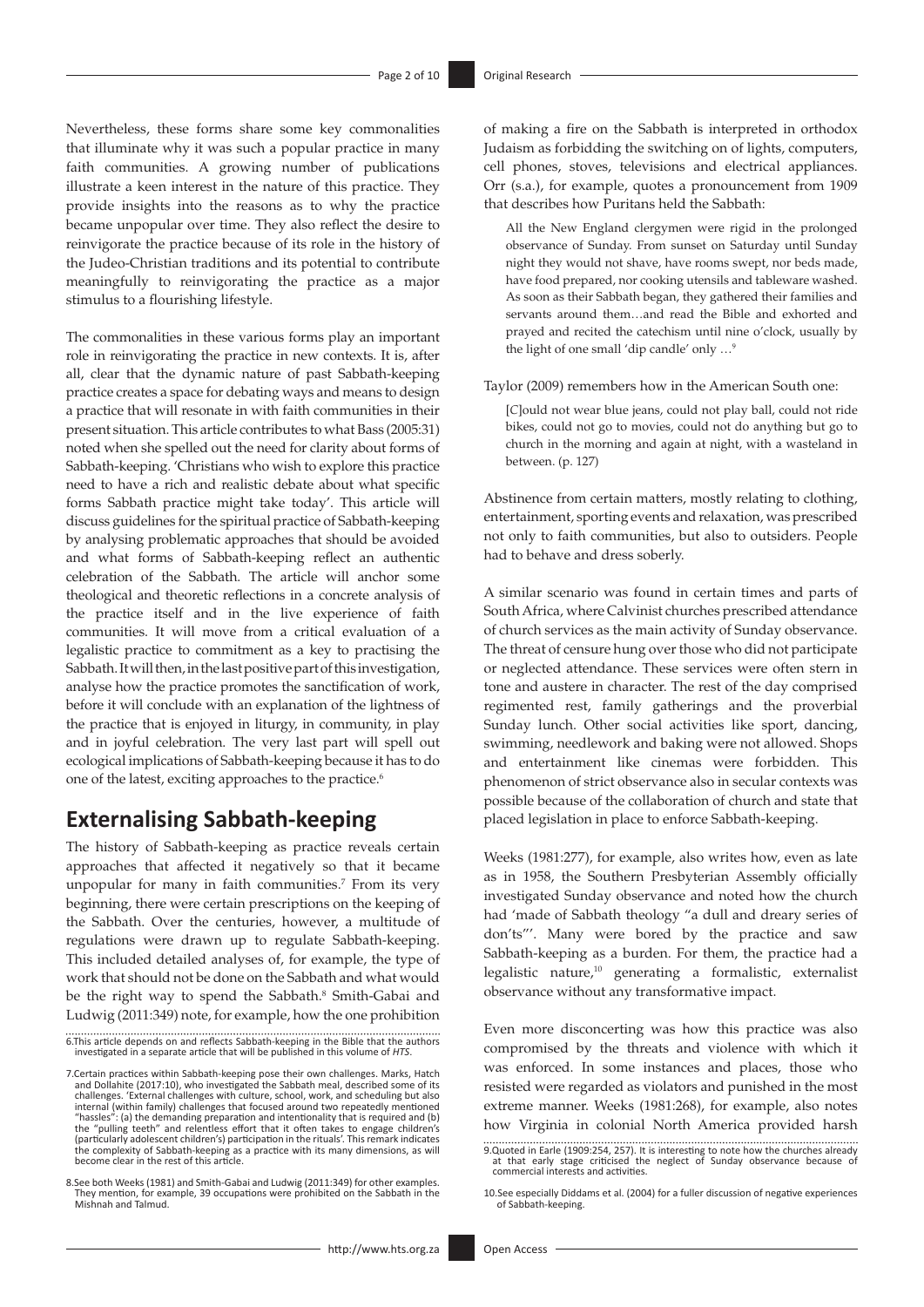Nevertheless, these forms share some key commonalities that illuminate why it was such a popular practice in many faith communities. A growing number of publications illustrate a keen interest in the nature of this practice. They provide insights into the reasons as to why the practice became unpopular over time. They also reflect the desire to reinvigorate the practice because of its role in the history of the Judeo-Christian traditions and its potential to contribute meaningfully to reinvigorating the practice as a major stimulus to a flourishing lifestyle.

The commonalities in these various forms play an important role in reinvigorating the practice in new contexts. It is, after all, clear that the dynamic nature of past Sabbath-keeping practice creates a space for debating ways and means to design a practice that will resonate in with faith communities in their present situation. This article contributes to what Bass (2005:31) noted when she spelled out the need for clarity about forms of Sabbath-keeping. 'Christians who wish to explore this practice need to have a rich and realistic debate about what specific forms Sabbath practice might take today'. This article will discuss guidelines for the spiritual practice of Sabbath-keeping by analysing problematic approaches that should be avoided and what forms of Sabbath-keeping reflect an authentic celebration of the Sabbath. The article will anchor some theological and theoretic reflections in a concrete analysis of the practice itself and in the live experience of faith communities. It will move from a critical evaluation of a legalistic practice to commitment as a key to practising the Sabbath. It will then, in the last positive part of this investigation, analyse how the practice promotes the sanctification of work, before it will conclude with an explanation of the lightness of the practice that is enjoyed in liturgy, in community, in play and in joyful celebration. The very last part will spell out ecological implications of Sabbath-keeping because it has to do one of the latest, exciting approaches to the practice.[6]

## Externalising Sabbath-keeping

The history of Sabbath-keeping as practice reveals certain approaches that affected it negatively so that it became unpopular for many in faith communities.[7] From its very beginning, there were certain prescriptions on the keeping of the Sabbath. Over the centuries, however, a multitude of regulations were drawn up to regulate Sabbath-keeping. This included detailed analyses of, for example, the type of work that should not be done on the Sabbath and what would be the right way to spend the Sabbath.[8] Smith-Gabai and Ludwig (2011:349) note, for example, how the one prohibition of making a fire on the Sabbath is interpreted in orthodox Judaism as forbidding the switching on of lights, computers, cell phones, stoves, televisions and electrical appliances. Orr (s.a.), for example, quotes a pronouncement from 1909 that describes how Puritans held the Sabbath:

> All the New England clergymen were rigid in the prolonged observance of Sunday. From sunset on Saturday until Sunday night they would not shave, have rooms swept, nor beds made, have food prepared, nor cooking utensils and tableware washed. As soon as their Sabbath began, they gathered their families and servants around them…and read the Bible and exhorted and prayed and recited the catechism until nine o'clock, usually by the light of one small 'dip candle' only …[9]

Taylor (2009) remembers how in the American South one:

> [C]ould not wear blue jeans, could not play ball, could not ride bikes, could not go to movies, could not do anything but go to church in the morning and again at night, with a wasteland in between. (p. 127)

Abstinence from certain matters, mostly relating to clothing, entertainment, sporting events and relaxation, was prescribed not only to faith communities, but also to outsiders. People had to behave and dress soberly.

A similar scenario was found in certain times and parts of South Africa, where Calvinist churches prescribed attendance of church services as the main activity of Sunday observance. The threat of censure hung over those who did not participate or neglected attendance. These services were often stern in tone and austere in character. The rest of the day comprised regimented rest, family gatherings and the proverbial Sunday lunch. Other social activities like sport, dancing, swimming, needlework and baking were not allowed. Shops and entertainment like cinemas were forbidden. This phenomenon of strict observance also in secular contexts was possible because of the collaboration of church and state that placed legislation in place to enforce Sabbath-keeping.

Weeks (1981:277), for example, also writes how, even as late as in 1958, the Southern Presbyterian Assembly officially investigated Sunday observance and noted how the church had 'made of Sabbath theology "a dull and dreary series of don'ts"'. Many were bored by the practice and saw Sabbath-keeping as a burden. For them, the practice had a legalistic nature,[10] generating a formalistic, externalist observance without any transformative impact.

Even more disconcerting was how this practice was also compromised by the threats and violence with which it was enforced. In some instances and places, those who resisted were regarded as violators and punished in the most extreme manner. Weeks (1981:268), for example, also notes how Virginia in colonial North America provided harsh

6. This article depends on and reflects Sabbath-keeping in the Bible that the authors investigated in a separate article that will be published in this volume of *HTS*.

7. Certain practices within Sabbath-keeping pose their own challenges. Marks, Hatch and Dollahite (2017:10), who investigated the Sabbath meal, described some of its challenges. 'External challenges with culture, school, work, and scheduling but also internal (within family) challenges that focused around two repeatedly mentioned "hassles": (a) the demanding preparation and intentionality that is required and (b) the "pulling teeth" and relentless effort that it often takes to engage children's (particularly adolescent children's) participation in the rituals'. This remark indicates the complexity of Sabbath-keeping as a practice with its many dimensions, as will become clear in the rest of this article.

8. See both Weeks (1981) and Smith-Gabai and Ludwig (2011:349) for other examples. They mention, for example, 39 occupations were prohibited on the Sabbath in the Mishnah and Talmud.

9. Quoted in Earle (1909:254, 257). It is interesting to note how the churches already at that early stage criticised the neglect of Sunday observance because of commercial interests and activities.

10. See especially Diddams et al. (2004) for a fuller discussion of negative experiences of Sabbath-keeping.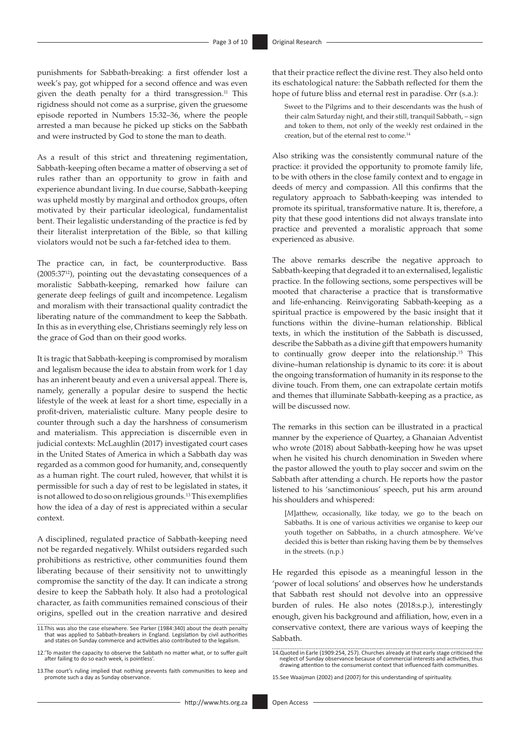punishments for Sabbath-breaking: a first offender lost a week's pay, got whipped for a second offence and was even given the death penalty for a third transgression.[11] This rigidness should not come as a surprise, given the gruesome episode reported in Numbers 15:32–36, where the people arrested a man because he picked up sticks on the Sabbath and were instructed by God to stone the man to death.

As a result of this strict and threatening regimentation, Sabbath-keeping often became a matter of observing a set of rules rather than an opportunity to grow in faith and experience abundant living. In due course, Sabbath-keeping was upheld mostly by marginal and orthodox groups, often motivated by their particular ideological, fundamentalist bent. Their legalistic understanding of the practice is fed by their literalist interpretation of the Bible, so that killing violators would not be such a far-fetched idea to them.

The practice can, in fact, be counterproductive. Bass (2005:37[12]), pointing out the devastating consequences of a moralistic Sabbath-keeping, remarked how failure can generate deep feelings of guilt and incompetence. Legalism and moralism with their transactional quality contradict the liberating nature of the commandment to keep the Sabbath. In this as in everything else, Christians seemingly rely less on the grace of God than on their good works.

It is tragic that Sabbath-keeping is compromised by moralism and legalism because the idea to abstain from work for 1 day has an inherent beauty and even a universal appeal. There is, namely, generally a popular desire to suspend the hectic lifestyle of the week at least for a short time, especially in a profit-driven, materialistic culture. Many people desire to counter through such a day the harshness of consumerism and materialism. This appreciation is discernible even in judicial contexts: McLaughlin (2017) investigated court cases in the United States of America in which a Sabbath day was regarded as a common good for humanity, and, consequently as a human right. The court ruled, however, that whilst it is permissible for such a day of rest to be legislated in states, it is not allowed to do so on religious grounds.[13] This exemplifies how the idea of a day of rest is appreciated within a secular context.

A disciplined, regulated practice of Sabbath-keeping need not be regarded negatively. Whilst outsiders regarded such prohibitions as restrictive, other communities found them liberating because of their sensitivity not to unwittingly compromise the sanctity of the day. It can indicate a strong desire to keep the Sabbath holy. It also had a protological character, as faith communities remained conscious of their origins, spelled out in the creation narrative and desired that their practice reflect the divine rest. They also held onto its eschatological nature: the Sabbath reflected for them the hope of future bliss and eternal rest in paradise. Orr (s.a.):

> Sweet to the Pilgrims and to their descendants was the hush of their calm Saturday night, and their still, tranquil Sabbath, – sign and token to them, not only of the weekly rest ordained in the creation, but of the eternal rest to come.[14]

Also striking was the consistently communal nature of the practice: it provided the opportunity to promote family life, to be with others in the close family context and to engage in deeds of mercy and compassion. All this confirms that the regulatory approach to Sabbath-keeping was intended to promote its spiritual, transformative nature. It is, therefore, a pity that these good intentions did not always translate into practice and prevented a moralistic approach that some experienced as abusive.

The above remarks describe the negative approach to Sabbath-keeping that degraded it to an externalised, legalistic practice. In the following sections, some perspectives will be mooted that characterise a practice that is transformative and life-enhancing. Reinvigorating Sabbath-keeping as a spiritual practice is empowered by the basic insight that it functions within the divine–human relationship. Biblical texts, in which the institution of the Sabbath is discussed, describe the Sabbath as a divine gift that empowers humanity to continually grow deeper into the relationship.[15] This divine–human relationship is dynamic to its core: it is about the ongoing transformation of humanity in its response to the divine touch. From them, one can extrapolate certain motifs and themes that illuminate Sabbath-keeping as a practice, as will be discussed now.

The remarks in this section can be illustrated in a practical manner by the experience of Quartey, a Ghanaian Adventist who wrote (2018) about Sabbath-keeping how he was upset when he visited his church denomination in Sweden where the pastor allowed the youth to play soccer and swim on the Sabbath after attending a church. He reports how the pastor listened to his 'sanctimonious' speech, put his arm around his shoulders and whispered:

> [*M*]atthew, occasionally, like today, we go to the beach on Sabbaths. It is one of various activities we organise to keep our youth together on Sabbaths, in a church atmosphere. We've decided this is better than risking having them be by themselves in the streets. (n.p.)

He regarded this episode as a meaningful lesson in the 'power of local solutions' and observes how he understands that Sabbath rest should not devolve into an oppressive burden of rules. He also notes (2018:s.p.), interestingly enough, given his background and affiliation, how, even in a conservative context, there are various ways of keeping the Sabbath.

11. This was also the case elsewhere. See Parker (1984:340) about the death penalty that was applied to Sabbath-breakers in England. Legislation by civil authorities and states on Sunday commerce and activities also contributed to the legalism.

12. 'To master the capacity to observe the Sabbath no matter what, or to suffer guilt after failing to do so each week, is pointless'.

13. The court's ruling implied that nothing prevents faith communities to keep and promote such a day as Sunday observance.

14. Quoted in Earle (1909:254, 257). Churches already at that early stage criticised the neglect of Sunday observance because of commercial interests and activities, thus drawing attention to the consumerist context that influenced faith communities.

15. See Waaijman (2002) and (2007) for this understanding of spirituality.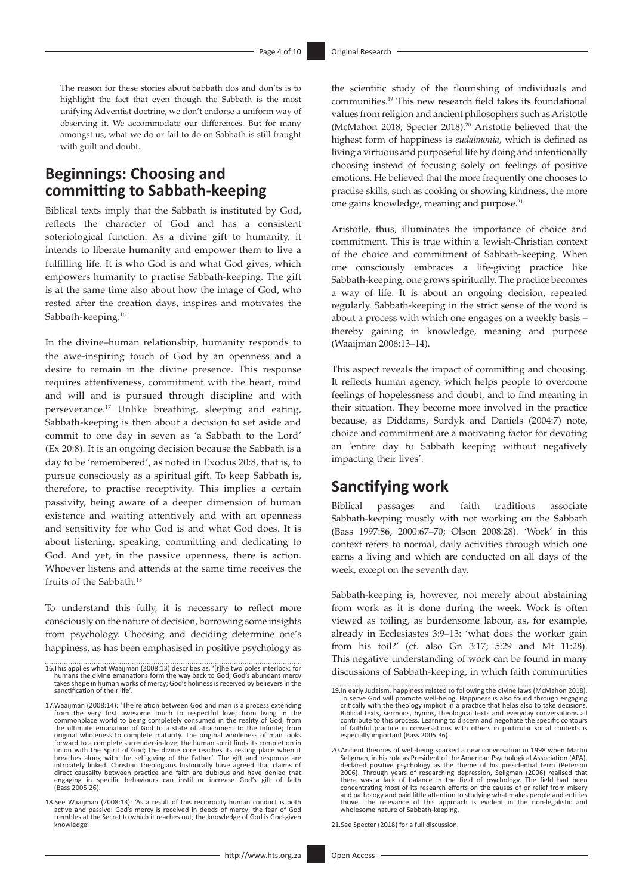The reason for these stories about Sabbath dos and don'ts is to highlight the fact that even though the Sabbath is the most unifying Adventist doctrine, we don't endorse a uniform way of observing it. We accommodate our differences. But for many amongst us, what we do or fail to do on Sabbath is still fraught with guilt and doubt.

## Beginnings: Choosing and committing to Sabbath-keeping

Biblical texts imply that the Sabbath is instituted by God, reflects the character of God and has a consistent soteriological function. As a divine gift to humanity, it intends to liberate humanity and empower them to live a fulfilling life. It is who God is and what God gives, which empowers humanity to practise Sabbath-keeping. The gift is at the same time also about how the image of God, who rested after the creation days, inspires and motivates the Sabbath-keeping.[16]

In the divine–human relationship, humanity responds to the awe-inspiring touch of God by an openness and a desire to remain in the divine presence. This response requires attentiveness, commitment with the heart, mind and will and is pursued through discipline and with perseverance.[17] Unlike breathing, sleeping and eating, Sabbath-keeping is then about a decision to set aside and commit to one day in seven as 'a Sabbath to the Lord' (Ex 20:8). It is an ongoing decision because the Sabbath is a day to be 'remembered', as noted in Exodus 20:8, that is, to pursue consciously as a spiritual gift. To keep Sabbath is, therefore, to practise receptivity. This implies a certain passivity, being aware of a deeper dimension of human existence and waiting attentively and with an openness and sensitivity for who God is and what God does. It is about listening, speaking, committing and dedicating to God. And yet, in the passive openness, there is action. Whoever listens and attends at the same time receives the fruits of the Sabbath.[18]

To understand this fully, it is necessary to reflect more consciously on the nature of decision, borrowing some insights from psychology. Choosing and deciding determine one's happiness, as has been emphasised in positive psychology as the scientific study of the flourishing of individuals and communities.[19] This new research field takes its foundational values from religion and ancient philosophers such as Aristotle (McMahon 2018; Specter 2018).[20] Aristotle believed that the highest form of happiness is *eudaimonia*, which is defined as living a virtuous and purposeful life by doing and intentionally choosing instead of focusing solely on feelings of positive emotions. He believed that the more frequently one chooses to practise skills, such as cooking or showing kindness, the more one gains knowledge, meaning and purpose.[21]

Aristotle, thus, illuminates the importance of choice and commitment. This is true within a Jewish-Christian context of the choice and commitment of Sabbath-keeping. When one consciously embraces a life-giving practice like Sabbath-keeping, one grows spiritually. The practice becomes a way of life. It is about an ongoing decision, repeated regularly. Sabbath-keeping in the strict sense of the word is about a process with which one engages on a weekly basis – thereby gaining in knowledge, meaning and purpose (Waaijman 2006:13–14).

This aspect reveals the impact of committing and choosing. It reflects human agency, which helps people to overcome feelings of hopelessness and doubt, and to find meaning in their situation. They become more involved in the practice because, as Diddams, Surdyk and Daniels (2004:7) note, choice and commitment are a motivating factor for devoting an 'entire day to Sabbath keeping without negatively impacting their lives'.

## Sanctifying work

Biblical passages and faith traditions associate Sabbath-keeping mostly with not working on the Sabbath (Bass 1997:86, 2000:67–70; Olson 2008:28). 'Work' in this context refers to normal, daily activities through which one earns a living and which are conducted on all days of the week, except on the seventh day.

Sabbath-keeping is, however, not merely about abstaining from work as it is done during the week. Work is often viewed as toiling, as burdensome labour, as, for example, already in Ecclesiastes 3:9–13: 'what does the worker gain from his toil?' (cf. also Gn 3:17; 5:29 and Mt 11:28). This negative understanding of work can be found in many discussions of Sabbath-keeping, in which faith communities

16. This applies what Waaijman (2008:13) describes as, '[t]he two poles interlock: for humans the divine emanations form the way back to God; God's abundant mercy takes shape in human works of mercy; God's holiness is received by believers in the sanctification of their life'.

17. Waaijman (2008:14): 'The relation between God and man is a process extending from the very first awesome touch to respectful love; from living in the commonplace world to being completely consumed in the reality of God; from the ultimate emanation of God to a state of attachment to the Infinite; from original wholeness to complete maturity. The original wholeness of man looks forward to a complete surrender-in-love; the human spirit finds its completion in union with the Spirit of God; the divine core reaches its resting place when it breathes along with the self-giving of the Father'. The gift and response are intricately linked. Christian theologians historically have agreed that claims of direct causality between practice and faith are dubious and have denied that engaging in specific behaviours can instil or increase God's gift of faith (Bass 2005:26).

18. See Waaijman (2008:13): 'As a result of this reciprocity human conduct is both active and passive: God's mercy is received in deeds of mercy; the fear of God trembles at the Secret to which it reaches out; the knowledge of God is God-given knowledge'.

19. In early Judaism, happiness related to following the divine laws (McMahon 2018). To serve God will promote well-being. Happiness is also found through engaging critically with the theology implicit in a practice that helps also to take decisions. Biblical texts, sermons, hymns, theological texts and everyday conversations all contribute to this process. Learning to discern and negotiate the specific contours of faithful practice in conversations with others in particular social contexts is especially important (Bass 2005:36).

20. Ancient theories of well-being sparked a new conversation in 1998 when Martin Seligman, in his role as President of the American Psychological Association (APA), declared positive psychology as the theme of his presidential term (Peterson 2006). Through years of researching depression, Seligman (2006) realised that there was a lack of balance in the field of psychology. The field had been concentrating most of its research efforts on the causes of or relief from misery and pathology and paid little attention to studying what makes people and entities thrive. The relevance of this approach is evident in the non-legalistic and wholesome nature of Sabbath-keeping.

21. See Specter (2018) for a full discussion.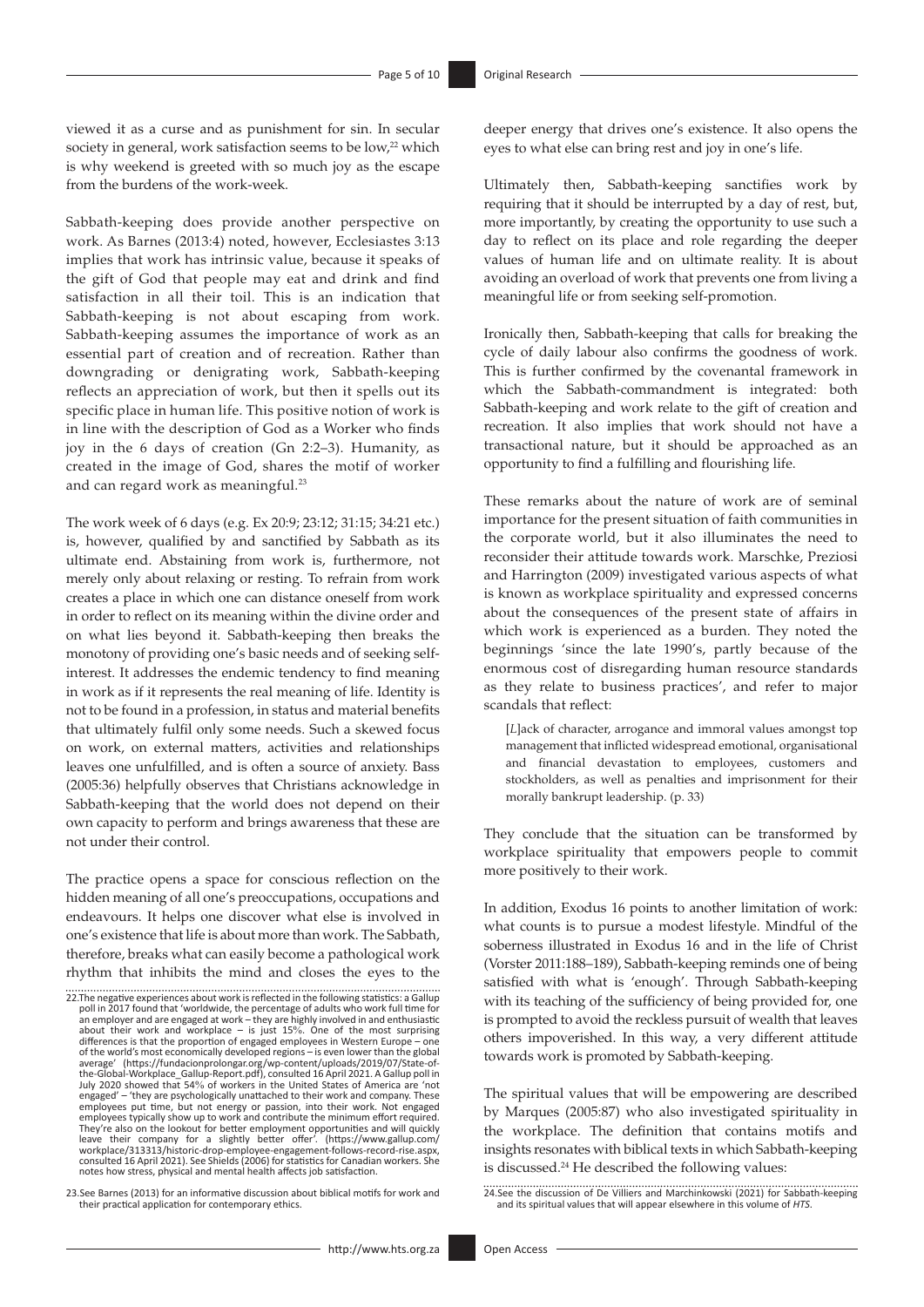viewed it as a curse and as punishment for sin. In secular society in general, work satisfaction seems to be low,[22] which is why weekend is greeted with so much joy as the escape from the burdens of the work-week.

Sabbath-keeping does provide another perspective on work. As Barnes (2013:4) noted, however, Ecclesiastes 3:13 implies that work has intrinsic value, because it speaks of the gift of God that people may eat and drink and find satisfaction in all their toil. This is an indication that Sabbath-keeping is not about escaping from work. Sabbath-keeping assumes the importance of work as an essential part of creation and of recreation. Rather than downgrading or denigrating work, Sabbath-keeping reflects an appreciation of work, but then it spells out its specific place in human life. This positive notion of work is in line with the description of God as a Worker who finds joy in the 6 days of creation (Gn 2:2–3). Humanity, as created in the image of God, shares the motif of worker and can regard work as meaningful.[23]

The work week of 6 days (e.g. Ex 20:9; 23:12; 31:15; 34:21 etc.) is, however, qualified by and sanctified by Sabbath as its ultimate end. Abstaining from work is, furthermore, not merely only about relaxing or resting. To refrain from work creates a place in which one can distance oneself from work in order to reflect on its meaning within the divine order and on what lies beyond it. Sabbath-keeping then breaks the monotony of providing one's basic needs and of seeking self-interest. It addresses the endemic tendency to find meaning in work as if it represents the real meaning of life. Identity is not to be found in a profession, in status and material benefits that ultimately fulfil only some needs. Such a skewed focus on work, on external matters, activities and relationships leaves one unfulfilled, and is often a source of anxiety. Bass (2005:36) helpfully observes that Christians acknowledge in Sabbath-keeping that the world does not depend on their own capacity to perform and brings awareness that these are not under their control.

The practice opens a space for conscious reflection on the hidden meaning of all one's preoccupations, occupations and endeavours. It helps one discover what else is involved in one's existence that life is about more than work. The Sabbath, therefore, breaks what can easily become a pathological work rhythm that inhibits the mind and closes the eyes to the deeper energy that drives one's existence. It also opens the eyes to what else can bring rest and joy in one's life.

Ultimately then, Sabbath-keeping sanctifies work by requiring that it should be interrupted by a day of rest, but, more importantly, by creating the opportunity to use such a day to reflect on its place and role regarding the deeper values of human life and on ultimate reality. It is about avoiding an overload of work that prevents one from living a meaningful life or from seeking self-promotion.

Ironically then, Sabbath-keeping that calls for breaking the cycle of daily labour also confirms the goodness of work. This is further confirmed by the covenantal framework in which the Sabbath-commandment is integrated: both Sabbath-keeping and work relate to the gift of creation and recreation. It also implies that work should not have a transactional nature, but it should be approached as an opportunity to find a fulfilling and flourishing life.

These remarks about the nature of work are of seminal importance for the present situation of faith communities in the corporate world, but it also illuminates the need to reconsider their attitude towards work. Marschke, Preziosi and Harrington (2009) investigated various aspects of what is known as workplace spirituality and expressed concerns about the consequences of the present state of affairs in which work is experienced as a burden. They noted the beginnings 'since the late 1990's, partly because of the enormous cost of disregarding human resource standards as they relate to business practices', and refer to major scandals that reflect:

> [*L*]ack of character, arrogance and immoral values amongst top management that inflicted widespread emotional, organisational and financial devastation to employees, customers and stockholders, as well as penalties and imprisonment for their morally bankrupt leadership. (p. 33)

They conclude that the situation can be transformed by workplace spirituality that empowers people to commit more positively to their work.

In addition, Exodus 16 points to another limitation of work: what counts is to pursue a modest lifestyle. Mindful of the soberness illustrated in Exodus 16 and in the life of Christ (Vorster 2011:188–189), Sabbath-keeping reminds one of being satisfied with what is 'enough'. Through Sabbath-keeping with its teaching of the sufficiency of being provided for, one is prompted to avoid the reckless pursuit of wealth that leaves others impoverished. In this way, a very different attitude towards work is promoted by Sabbath-keeping.

The spiritual values that will be empowering are described by Marques (2005:87) who also investigated spirituality in the workplace. The definition that contains motifs and insights resonates with biblical texts in which Sabbath-keeping is discussed.[24] He described the following values:

---

22. The negative experiences about work is reflected in the following statistics: a Gallup poll in 2017 found that 'worldwide, the percentage of adults who work full time for an employer and are engaged at work – they are highly involved in and enthusiastic about their work and workplace – is just 15%. One of the most surprising differences is that the proportion of engaged employees in Western Europe – one of the world's most economically developed regions – is even lower than the global average' (https://fundacionprolongar.org/wp-content/uploads/2019/07/State-of-the-Global-Workplace_Gallup-Report.pdf), consulted 16 April 2021. A Gallup poll in July 2020 showed that 54% of workers in the United States of America are 'not engaged' – 'they are psychologically unattached to their work and company. These employees put time, but not energy or passion, into their work. Not engaged employees typically show up to work and contribute the minimum effort required. They're also on the lookout for better employment opportunities and will quickly leave their company for a slightly better offer'. (https://www.gallup.com/workplace/313313/historic-drop-employee-engagement-follows-record-rise.aspx, consulted 16 April 2021). See Shields (2006) for statistics for Canadian workers. She notes how stress, physical and mental health affects job satisfaction.

23. See Barnes (2013) for an informative discussion about biblical motifs for work and their practical application for contemporary ethics.

24. See the discussion of De Villiers and Marchinkowski (2021) for Sabbath-keeping and its spiritual values that will appear elsewhere in this volume of *HTS*.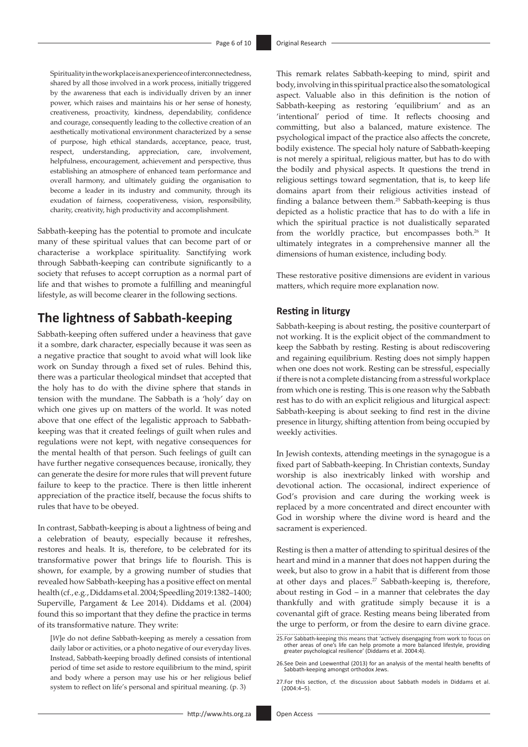> Spirituality in the workplace is an experience of interconnectedness, shared by all those involved in a work process, initially triggered by the awareness that each is individually driven by an inner power, which raises and maintains his or her sense of honesty, creativeness, proactivity, kindness, dependability, confidence and courage, consequently leading to the collective creation of an aesthetically motivational environment characterized by a sense of purpose, high ethical standards, acceptance, peace, trust, respect, understanding, appreciation, care, involvement, helpfulness, encouragement, achievement and perspective, thus establishing an atmosphere of enhanced team performance and overall harmony, and ultimately guiding the organisation to become a leader in its industry and community, through its exudation of fairness, cooperativeness, vision, responsibility, charity, creativity, high productivity and accomplishment.

Sabbath-keeping has the potential to promote and inculcate many of these spiritual values that can become part of or characterise a workplace spirituality. Sanctifying work through Sabbath-keeping can contribute significantly to a society that refuses to accept corruption as a normal part of life and that wishes to promote a fulfilling and meaningful lifestyle, as will become clearer in the following sections.

## The lightness of Sabbath-keeping

Sabbath-keeping often suffered under a heaviness that gave it a sombre, dark character, especially because it was seen as a negative practice that sought to avoid what will look like work on Sunday through a fixed set of rules. Behind this, there was a particular theological mindset that accepted that the holy has to do with the divine sphere that stands in tension with the mundane. The Sabbath is a 'holy' day on which one gives up on matters of the world. It was noted above that one effect of the legalistic approach to Sabbath-keeping was that it created feelings of guilt when rules and regulations were not kept, with negative consequences for the mental health of that person. Such feelings of guilt can have further negative consequences because, ironically, they can generate the desire for more rules that will prevent future failure to keep to the practice. There is then little inherent appreciation of the practice itself, because the focus shifts to rules that have to be obeyed.

In contrast, Sabbath-keeping is about a lightness of being and a celebration of beauty, especially because it refreshes, restores and heals. It is, therefore, to be celebrated for its transformative power that brings life to flourish. This is shown, for example, by a growing number of studies that revealed how Sabbath-keeping has a positive effect on mental health (cf., e.g., Diddams et al. 2004; Speedling 2019:1382–1400; Superville, Pargament & Lee 2014). Diddams et al. (2004) found this so important that they define the practice in terms of its transformative nature. They write:

> [*W*]e do not define Sabbath-keeping as merely a cessation from daily labor or activities, or a photo negative of our everyday lives. Instead, Sabbath-keeping broadly defined consists of intentional period of time set aside to restore equilibrium to the mind, spirit and body where a person may use his or her religious belief system to reflect on life's personal and spiritual meaning. (p. 3)

This remark relates Sabbath-keeping to mind, spirit and body, involving in this spiritual practice also the somatological aspect. Valuable also in this definition is the notion of Sabbath-keeping as restoring 'equilibrium' and as an 'intentional' period of time. It reflects choosing and committing, but also a balanced, mature existence. The psychological impact of the practice also affects the concrete, bodily existence. The special holy nature of Sabbath-keeping is not merely a spiritual, religious matter, but has to do with the bodily and physical aspects. It questions the trend in religious settings toward segmentation, that is, to keep life domains apart from their religious activities instead of finding a balance between them.[25] Sabbath-keeping is thus depicted as a holistic practice that has to do with a life in which the spiritual practice is not dualistically separated from the worldly practice, but encompasses both.[26] It ultimately integrates in a comprehensive manner all the dimensions of human existence, including body.

These restorative positive dimensions are evident in various matters, which require more explanation now.

### Resting in liturgy

Sabbath-keeping is about resting, the positive counterpart of not working. It is the explicit object of the commandment to keep the Sabbath by resting. Resting is about rediscovering and regaining equilibrium. Resting does not simply happen when one does not work. Resting can be stressful, especially if there is not a complete distancing from a stressful workplace from which one is resting. This is one reason why the Sabbath rest has to do with an explicit religious and liturgical aspect: Sabbath-keeping is about seeking to find rest in the divine presence in liturgy, shifting attention from being occupied by weekly activities.

In Jewish contexts, attending meetings in the synagogue is a fixed part of Sabbath-keeping. In Christian contexts, Sunday worship is also inextricably linked with worship and devotional action. The occasional, indirect experience of God's provision and care during the working week is replaced by a more concentrated and direct encounter with God in worship where the divine word is heard and the sacrament is experienced.

Resting is then a matter of attending to spiritual desires of the heart and mind in a manner that does not happen during the week, but also to grow in a habit that is different from those at other days and places.[27] Sabbath-keeping is, therefore, about resting in God – in a manner that celebrates the day thankfully and with gratitude simply because it is a covenantal gift of grace. Resting means being liberated from the urge to perform, or from the desire to earn divine grace.

25. For Sabbath-keeping this means that 'actively disengaging from work to focus on other areas of one's life can help promote a more balanced lifestyle, providing greater psychological resilience' (Diddams et al. 2004:4).

26. See Dein and Loewenthal (2013) for an analysis of the mental health benefits of Sabbath-keeping amongst orthodox Jews.

27. For this section, cf. the discussion about Sabbath models in Diddams et al. (2004:4–5).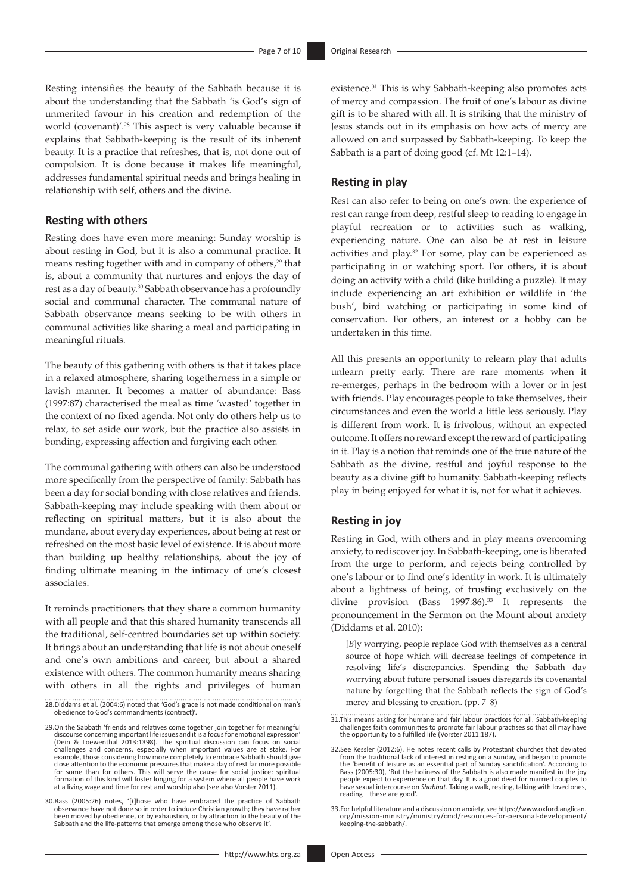Resting intensifies the beauty of the Sabbath because it is about the understanding that the Sabbath 'is God's sign of unmerited favour in his creation and redemption of the world (covenant)'.[28] This aspect is very valuable because it explains that Sabbath-keeping is the result of its inherent beauty. It is a practice that refreshes, that is, not done out of compulsion. It is done because it makes life meaningful, addresses fundamental spiritual needs and brings healing in relationship with self, others and the divine.

## Resting with others

Resting does have even more meaning: Sunday worship is about resting in God, but it is also a communal practice. It means resting together with and in company of others,[29] that is, about a community that nurtures and enjoys the day of rest as a day of beauty.[30] Sabbath observance has a profoundly social and communal character. The communal nature of Sabbath observance means seeking to be with others in communal activities like sharing a meal and participating in meaningful rituals.

The beauty of this gathering with others is that it takes place in a relaxed atmosphere, sharing togetherness in a simple or lavish manner. It becomes a matter of abundance: Bass (1997:87) characterised the meal as time 'wasted' together in the context of no fixed agenda. Not only do others help us to relax, to set aside our work, but the practice also assists in bonding, expressing affection and forgiving each other.

The communal gathering with others can also be understood more specifically from the perspective of family: Sabbath has been a day for social bonding with close relatives and friends. Sabbath-keeping may include speaking with them about or reflecting on spiritual matters, but it is also about the mundane, about everyday experiences, about being at rest or refreshed on the most basic level of existence. It is about more than building up healthy relationships, about the joy of finding ultimate meaning in the intimacy of one's closest associates.

It reminds practitioners that they share a common humanity with all people and that this shared humanity transcends all the traditional, self-centred boundaries set up within society. It brings about an understanding that life is not about oneself and one's own ambitions and career, but about a shared existence with others. The common humanity means sharing with others in all the rights and privileges of human existence.[31] This is why Sabbath-keeping also promotes acts of mercy and compassion. The fruit of one's labour as divine gift is to be shared with all. It is striking that the ministry of Jesus stands out in its emphasis on how acts of mercy are allowed on and surpassed by Sabbath-keeping. To keep the Sabbath is a part of doing good (cf. Mt 12:1–14).

## Resting in play

Rest can also refer to being on one's own: the experience of rest can range from deep, restful sleep to reading to engage in playful recreation or to activities such as walking, experiencing nature. One can also be at rest in leisure activities and play.[32] For some, play can be experienced as participating in or watching sport. For others, it is about doing an activity with a child (like building a puzzle). It may include experiencing an art exhibition or wildlife in 'the bush', bird watching or participating in some kind of conservation. For others, an interest or a hobby can be undertaken in this time.

All this presents an opportunity to relearn play that adults unlearn pretty early. There are rare moments when it re-emerges, perhaps in the bedroom with a lover or in jest with friends. Play encourages people to take themselves, their circumstances and even the world a little less seriously. Play is different from work. It is frivolous, without an expected outcome. It offers no reward except the reward of participating in it. Play is a notion that reminds one of the true nature of the Sabbath as the divine, restful and joyful response to the beauty as a divine gift to humanity. Sabbath-keeping reflects play in being enjoyed for what it is, not for what it achieves.

## Resting in joy

Resting in God, with others and in play means overcoming anxiety, to rediscover joy. In Sabbath-keeping, one is liberated from the urge to perform, and rejects being controlled by one's labour or to find one's identity in work. It is ultimately about a lightness of being, of trusting exclusively on the divine provision (Bass 1997:86).[33] It represents the pronouncement in the Sermon on the Mount about anxiety (Diddams et al. 2010):

> [*B*]y worrying, people replace God with themselves as a central source of hope which will decrease feelings of competence in resolving life's discrepancies. Spending the Sabbath day worrying about future personal issues disregards its covenantal nature by forgetting that the Sabbath reflects the sign of God's mercy and blessing to creation. (pp. 7–8)

---

28. Diddams et al. (2004:6) noted that 'God's grace is not made conditional on man's obedience to God's commandments (contract)'.

29. On the Sabbath 'friends and relatives come together join together for meaningful discourse concerning important life issues and it is a focus for emotional expression' (Dein & Loewenthal 2013:1398). The spiritual discussion can focus on social challenges and concerns, especially when important values are at stake. For example, those considering how more completely to embrace Sabbath should give close attention to the economic pressures that make a day of rest far more possible for some than for others. This will serve the cause for social justice: spiritual formation of this kind will foster longing for a system where all people have work at a living wage and time for rest and worship also (see also Vorster 2011).

30. Bass (2005:26) notes, '[t]hose who have embraced the practice of Sabbath observance have not done so in order to induce Christian growth; they have rather been moved by obedience, or by exhaustion, or by attraction to the beauty of the Sabbath and the life-patterns that emerge among those who observe it'.

31. This means asking for humane and fair labour practices for all. Sabbath-keeping challenges faith communities to promote fair labour practises so that all may have the opportunity to a fulfilled life (Vorster 2011:187).

32. See Kessler (2012:6). He notes recent calls by Protestant churches that deviated from the traditional lack of interest in resting on a Sunday, and began to promote the 'benefit of leisure as an essential part of Sunday sanctification'. According to Bass (2005:30), 'But the holiness of the Sabbath is also made manifest in the joy people expect to experience on that day. It is a good deed for married couples to have sexual intercourse on *Shabbat*. Taking a walk, resting, talking with loved ones, reading – these are good'.

33. For helpful literature and a discussion on anxiety, see https://www.oxford.anglican.org/mission-ministry/ministry/cmd/resources-for-personal-development/keeping-the-sabbath/.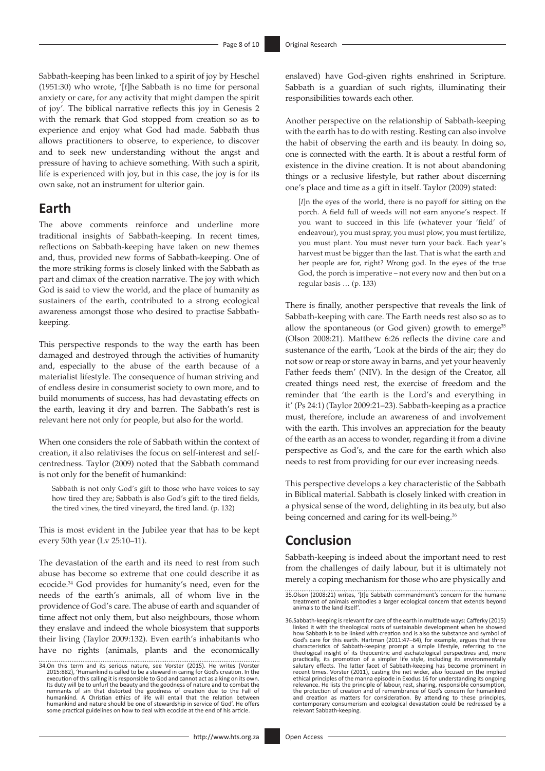Sabbath-keeping has been linked to a spirit of joy by Heschel (1951:30) who wrote, '[*t*]he Sabbath is no time for personal anxiety or care, for any activity that might dampen the spirit of joy'. The biblical narrative reflects this joy in Genesis 2 with the remark that God stopped from creation so as to experience and enjoy what God had made. Sabbath thus allows practitioners to observe, to experience, to discover and to seek new understanding without the angst and pressure of having to achieve something. With such a spirit, life is experienced with joy, but in this case, the joy is for its own sake, not an instrument for ulterior gain.

## Earth

The above comments reinforce and underline more traditional insights of Sabbath-keeping. In recent times, reflections on Sabbath-keeping have taken on new themes and, thus, provided new forms of Sabbath-keeping. One of the more striking forms is closely linked with the Sabbath as part and climax of the creation narrative. The joy with which God is said to view the world, and the place of humanity as sustainers of the earth, contributed to a strong ecological awareness amongst those who desired to practise Sabbath-keeping.

This perspective responds to the way the earth has been damaged and destroyed through the activities of humanity and, especially to the abuse of the earth because of a materialist lifestyle. The consequence of human striving and of endless desire in consumerist society to own more, and to build monuments of success, has had devastating effects on the earth, leaving it dry and barren. The Sabbath's rest is relevant here not only for people, but also for the world.

When one considers the role of Sabbath within the context of creation, it also relativises the focus on self-interest and self-centredness. Taylor (2009) noted that the Sabbath command is not only for the benefit of humankind:

> Sabbath is not only God's gift to those who have voices to say how tired they are; Sabbath is also God's gift to the tired fields, the tired vines, the tired vineyard, the tired land. (p. 132)

This is most evident in the Jubilee year that has to be kept every 50th year (Lv 25:10–11).

The devastation of the earth and its need to rest from such abuse has become so extreme that one could describe it as ecocide.[34] God provides for humanity's need, even for the needs of the earth's animals, all of whom live in the providence of God's care. The abuse of earth and squander of time affect not only them, but also neighbours, those whom they enslave and indeed the whole biosystem that supports their living (Taylor 2009:132). Even earth's inhabitants who have no rights (animals, plants and the economically enslaved) have God-given rights enshrined in Scripture. Sabbath is a guardian of such rights, illuminating their responsibilities towards each other.

Another perspective on the relationship of Sabbath-keeping with the earth has to do with resting. Resting can also involve the habit of observing the earth and its beauty. In doing so, one is connected with the earth. It is about a restful form of existence in the divine creation. It is not about abandoning things or a reclusive lifestyle, but rather about discerning one's place and time as a gift in itself. Taylor (2009) stated:

> [*I*]n the eyes of the world, there is no payoff for sitting on the porch. A field full of weeds will not earn anyone's respect. If you want to succeed in this life (whatever your 'field' of endeavour), you must spray, you must plow, you must fertilize, you must plant. You must never turn your back. Each year's harvest must be bigger than the last. That is what the earth and her people are for, right? Wrong god. In the eyes of the true God, the porch is imperative – not every now and then but on a regular basis … (p. 133)

There is finally, another perspective that reveals the link of Sabbath-keeping with care. The Earth needs rest also so as to allow the spontaneous (or God given) growth to emerge[35] (Olson 2008:21). Matthew 6:26 reflects the divine care and sustenance of the earth, 'Look at the birds of the air; they do not sow or reap or store away in barns, and yet your heavenly Father feeds them' (NIV). In the design of the Creator, all created things need rest, the exercise of freedom and the reminder that 'the earth is the Lord's and everything in it' (Ps 24:1) (Taylor 2009:21–23). Sabbath-keeping as a practice must, therefore, include an awareness of and involvement with the earth. This involves an appreciation for the beauty of the earth as an access to wonder, regarding it from a divine perspective as God's, and the care for the earth which also needs to rest from providing for our ever increasing needs.

This perspective develops a key characteristic of the Sabbath in Biblical material. Sabbath is closely linked with creation in a physical sense of the word, delighting in its beauty, but also being concerned and caring for its well-being.[36]

## Conclusion

Sabbath-keeping is indeed about the important need to rest from the challenges of daily labour, but it is ultimately not merely a coping mechanism for those who are physically and

34.On this term and its serious nature, see Vorster (2015). He writes (Vorster 2015:882), 'Humankind is called to be a steward in caring for God's creation. In the execution of this calling it is responsible to God and cannot act as a king on its own. Its duty will be to unfurl the beauty and the goodness of nature and to combat the remnants of sin that distorted the goodness of creation due to the Fall of humankind. A Christian ethics of life will entail that the relation between humankind and nature should be one of stewardship in service of God'. He offers some practical guidelines on how to deal with ecocide at the end of his article.

35.Olson (2008:21) writes, '[*t*]e Sabbath commandment's concern for the humane treatment of animals embodies a larger ecological concern that extends beyond animals to the land itself'.

36.Sabbath-keeping is relevant for care of the earth in multitude ways: Cafferky (2015) linked it with the theological roots of sustainable development when he showed how Sabbath is to be linked with creation and is also the substance and symbol of God's care for this earth. Hartman (2011:47–64), for example, argues that three characteristics of Sabbath-keeping prompt a simple lifestyle, referring to the theological insight of its theocentric and eschatological perspectives and, more practically, its promotion of a simpler life style, including its environmentally salutary effects. The latter facet of Sabbath-keeping has become prominent in recent times. Vorster (2011), casting the net wider, also focused on the implied ethical principles of the manna episode in Exodus 16 for understanding its ongoing relevance. He lists the principle of labour, rest, sharing, responsible consumption, the protection of creation and of remembrance of God's concern for humankind and creation as matters for consideration. By attending to these principles, contemporary consumerism and ecological devastation could be redressed by a relevant Sabbath-keeping.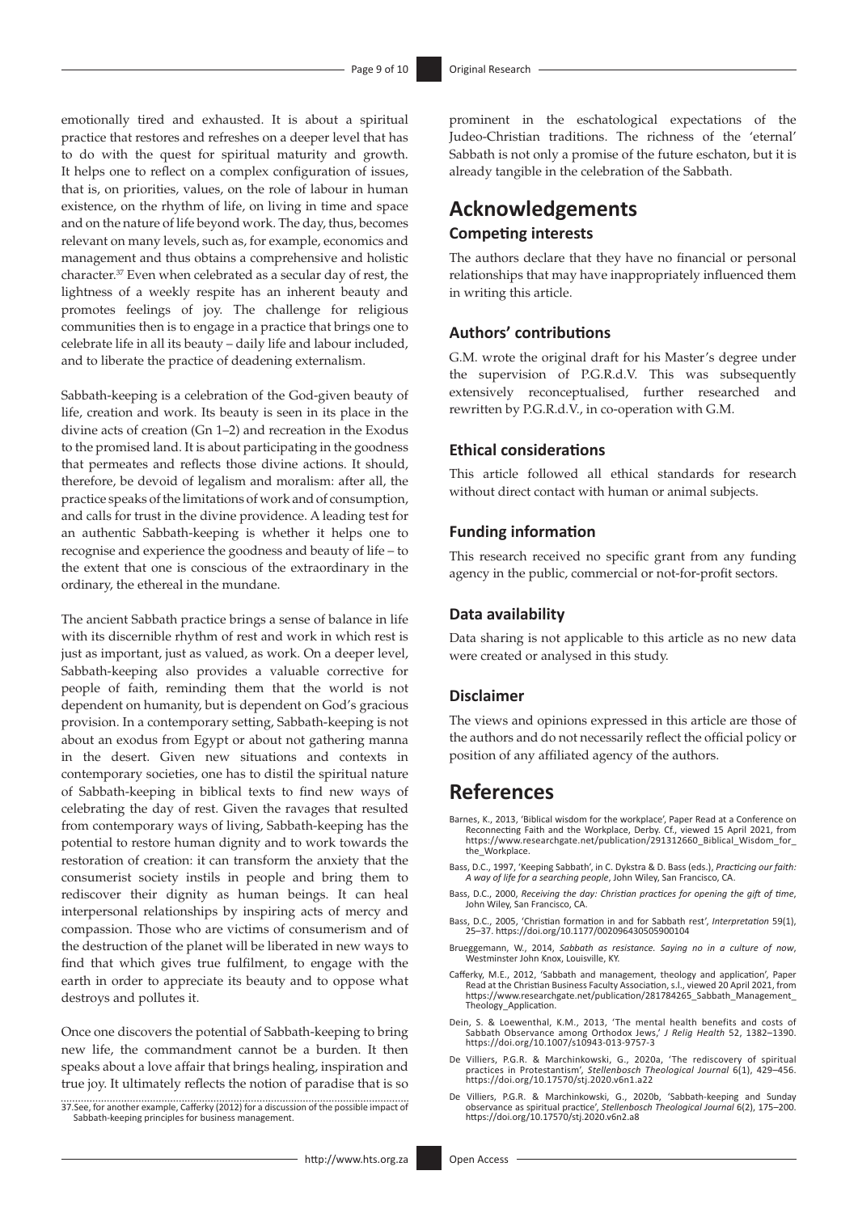emotionally tired and exhausted. It is about a spiritual practice that restores and refreshes on a deeper level that has to do with the quest for spiritual maturity and growth. It helps one to reflect on a complex configuration of issues, that is, on priorities, values, on the role of labour in human existence, on the rhythm of life, on living in time and space and on the nature of life beyond work. The day, thus, becomes relevant on many levels, such as, for example, economics and management and thus obtains a comprehensive and holistic character.[37] Even when celebrated as a secular day of rest, the lightness of a weekly respite has an inherent beauty and promotes feelings of joy. The challenge for religious communities then is to engage in a practice that brings one to celebrate life in all its beauty – daily life and labour included, and to liberate the practice of deadening externalism.

Sabbath-keeping is a celebration of the God-given beauty of life, creation and work. Its beauty is seen in its place in the divine acts of creation (Gn 1–2) and recreation in the Exodus to the promised land. It is about participating in the goodness that permeates and reflects those divine actions. It should, therefore, be devoid of legalism and moralism: after all, the practice speaks of the limitations of work and of consumption, and calls for trust in the divine providence. A leading test for an authentic Sabbath-keeping is whether it helps one to recognise and experience the goodness and beauty of life – to the extent that one is conscious of the extraordinary in the ordinary, the ethereal in the mundane.

The ancient Sabbath practice brings a sense of balance in life with its discernible rhythm of rest and work in which rest is just as important, just as valued, as work. On a deeper level, Sabbath-keeping also provides a valuable corrective for people of faith, reminding them that the world is not dependent on humanity, but is dependent on God's gracious provision. In a contemporary setting, Sabbath-keeping is not about an exodus from Egypt or about not gathering manna in the desert. Given new situations and contexts in contemporary societies, one has to distil the spiritual nature of Sabbath-keeping in biblical texts to find new ways of celebrating the day of rest. Given the ravages that resulted from contemporary ways of living, Sabbath-keeping has the potential to restore human dignity and to work towards the restoration of creation: it can transform the anxiety that the consumerist society instils in people and bring them to rediscover their dignity as human beings. It can heal interpersonal relationships by inspiring acts of mercy and compassion. Those who are victims of consumerism and of the destruction of the planet will be liberated in new ways to find that which gives true fulfilment, to engage with the earth in order to appreciate its beauty and to oppose what destroys and pollutes it.

Once one discovers the potential of Sabbath-keeping to bring new life, the commandment cannot be a burden. It then speaks about a love affair that brings healing, inspiration and true joy. It ultimately reflects the notion of paradise that is so prominent in the eschatological expectations of the Judeo-Christian traditions. The richness of the 'eternal' Sabbath is not only a promise of the future eschaton, but it is already tangible in the celebration of the Sabbath.

37. See, for another example, Cafferky (2012) for a discussion of the possible impact of Sabbath-keeping principles for business management.

# Acknowledgements

## Competing interests

The authors declare that they have no financial or personal relationships that may have inappropriately influenced them in writing this article.

## Authors' contributions

G.M. wrote the original draft for his Master's degree under the supervision of P.G.R.d.V. This was subsequently extensively reconceptualised, further researched and rewritten by P.G.R.d.V., in co-operation with G.M.

## Ethical considerations

This article followed all ethical standards for research without direct contact with human or animal subjects.

## Funding information

This research received no specific grant from any funding agency in the public, commercial or not-for-profit sectors.

## Data availability

Data sharing is not applicable to this article as no new data were created or analysed in this study.

## Disclaimer

The views and opinions expressed in this article are those of the authors and do not necessarily reflect the official policy or position of any affiliated agency of the authors.

# References

Barnes, K., 2013, 'Biblical wisdom for the workplace', Paper Read at a Conference on Reconnecting Faith and the Workplace, Derby. Cf., viewed 15 April 2021, from https://www.researchgate.net/publication/291312660_Biblical_Wisdom_for_the_Workplace.

Bass, D.C., 1997, 'Keeping Sabbath', in C. Dykstra & D. Bass (eds.), *Practicing our faith: A way of life for a searching people*, John Wiley, San Francisco, CA.

Bass, D.C., 2000, *Receiving the day: Christian practices for opening the gift of time*, John Wiley, San Francisco, CA.

Bass, D.C., 2005, 'Christian formation in and for Sabbath rest', *Interpretation* 59(1), 25–37. https://doi.org/10.1177/002096430505900104

Brueggemann, W., 2014, *Sabbath as resistance. Saying no in a culture of now*, Westminster John Knox, Louisville, KY.

Cafferky, M.E., 2012, 'Sabbath and management, theology and application', Paper Read at the Christian Business Faculty Association, s.l., viewed 20 April 2021, from https://www.researchgate.net/publication/281784265_Sabbath_Management_Theology_Application.

Dein, S. & Loewenthal, K.M., 2013, 'The mental health benefits and costs of Sabbath Observance among Orthodox Jews,' *J Relig Health* 52, 1382–1390. https://doi.org/10.1007/s10943-013-9757-3

De Villiers, P.G.R. & Marchinkowski, G., 2020a, 'The rediscovery of spiritual practices in Protestantism', *Stellenbosch Theological Journal* 6(1), 429–456. https://doi.org/10.17570/stj.2020.v6n1.a22

De Villiers, P.G.R. & Marchinkowski, G., 2020b, 'Sabbath-keeping and Sunday observance as spiritual practice', *Stellenbosch Theological Journal* 6(2), 175–200. https://doi.org/10.17570/stj.2020.v6n2.a8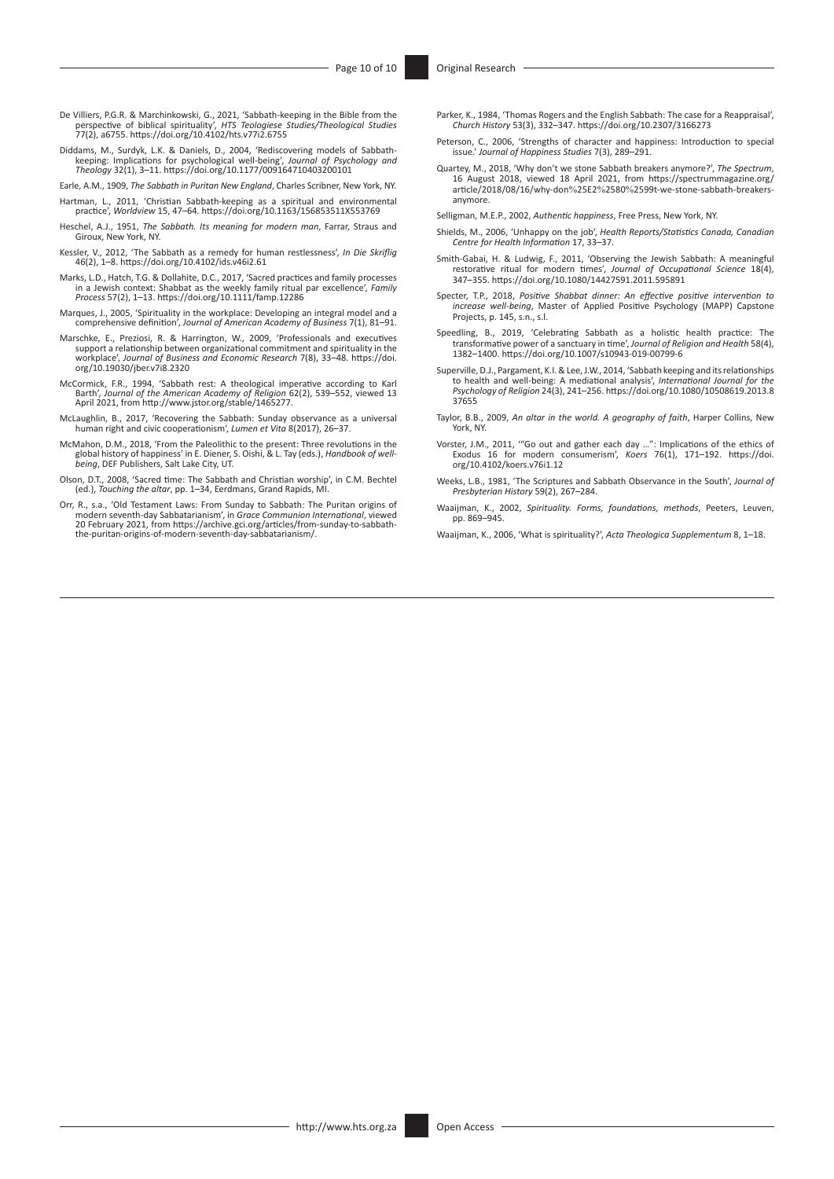De Villiers, P.G.R. & Marchinkowski, G., 2021, 'Sabbath-keeping in the Bible from the perspective of biblical spirituality', *HTS Teologiese Studies/Theological Studies* 77(2), a6755. https://doi.org/10.4102/hts.v77i2.6755

Diddams, M., Surdyk, L.K. & Daniels, D., 2004, 'Rediscovering models of Sabbath-keeping: Implications for psychological well-being', *Journal of Psychology and Theology* 32(1), 3–11. https://doi.org/10.1177/009164710403200101

Earle, A.M., 1909, *The Sabbath in Puritan New England*, Charles Scribner, New York, NY.

Hartman, L., 2011, 'Christian Sabbath-keeping as a spiritual and environmental practice', *Worldview* 15, 47–64. https://doi.org/10.1163/156853511X553769

Heschel, A.J., 1951, *The Sabbath. Its meaning for modern man*, Farrar, Straus and Giroux, New York, NY.

Kessler, V., 2012, 'The Sabbath as a remedy for human restlessness', *In Die Skriflig* 46(2), 1–8. https://doi.org/10.4102/ids.v46i2.61

Marks, L.D., Hatch, T.G. & Dollahite, D.C., 2017, 'Sacred practices and family processes in a Jewish context: Shabbat as the weekly family ritual par excellence', *Family Process* 57(2), 1–13. https://doi.org/10.1111/famp.12286

Marques, J., 2005, 'Spirituality in the workplace: Developing an integral model and a comprehensive definition', *Journal of American Academy of Business* 7(1), 81–91.

Marschke, E., Preziosi, R. & Harrington, W., 2009, 'Professionals and executives support a relationship between organizational commitment and spirituality in the workplace', *Journal of Business and Economic Research* 7(8), 33–48. https://doi.org/10.19030/jber.v7i8.2320

McCormick, F.R., 1994, 'Sabbath rest: A theological imperative according to Karl Barth', *Journal of the American Academy of Religion* 62(2), 539–552, viewed 13 April 2021, from http://www.jstor.org/stable/1465277.

McLaughlin, B., 2017, 'Recovering the Sabbath: Sunday observance as a universal human right and civic cooperationism', *Lumen et Vita* 8(2017), 26–37.

McMahon, D.M., 2018, 'From the Paleolithic to the present: Three revolutions in the global history of happiness' in E. Diener, S. Oishi, & L. Tay (eds.), *Handbook of well-being*, DEF Publishers, Salt Lake City, UT.

Olson, D.T., 2008, 'Sacred time: The Sabbath and Christian worship', in C.M. Bechtel (ed.), *Touching the altar*, pp. 1–34, Eerdmans, Grand Rapids, MI.

Orr, R., s.a., 'Old Testament Laws: From Sunday to Sabbath: The Puritan origins of modern seventh-day Sabbatarianism', in *Grace Communion International*, viewed 20 February 2021, from https://archive.gci.org/articles/from-sunday-to-sabbath-the-puritan-origins-of-modern-seventh-day-sabbatarianism/.

Parker, K., 1984, 'Thomas Rogers and the English Sabbath: The case for a Reappraisal', *Church History* 53(3), 332–347. https://doi.org/10.2307/3166273

Peterson, C., 2006, 'Strengths of character and happiness: Introduction to special issue.' *Journal of Happiness Studies* 7(3), 289–291.

Quartey, M., 2018, 'Why don't we stone Sabbath breakers anymore?', *The Spectrum*, 16 August 2018, viewed 18 April 2021, from https://spectrummagazine.org/article/2018/08/16/why-don%25E2%2580%2599t-we-stone-sabbath-breakers-anymore.

Selligman, M.E.P., 2002, *Authentic happiness*, Free Press, New York, NY.

Shields, M., 2006, 'Unhappy on the job', *Health Reports/Statistics Canada, Canadian Centre for Health Information* 17, 33–37.

Smith-Gabai, H. & Ludwig, F., 2011, 'Observing the Jewish Sabbath: A meaningful restorative ritual for modern times', *Journal of Occupational Science* 18(4), 347–355. https://doi.org/10.1080/14427591.2011.595891

Specter, T.P., 2018, *Positive Shabbat dinner: An effective positive intervention to increase well-being*, Master of Applied Positive Psychology (MAPP) Capstone Projects, p. 145, s.n., s.l.

Speedling, B., 2019, 'Celebrating Sabbath as a holistic health practice: The transformative power of a sanctuary in time', *Journal of Religion and Health* 58(4), 1382–1400. https://doi.org/10.1007/s10943-019-00799-6

Superville, D.J., Pargament, K.I. & Lee, J.W., 2014, 'Sabbath keeping and its relationships to health and well-being: A mediational analysis', *International Journal for the Psychology of Religion* 24(3), 241–256. https://doi.org/10.1080/10508619.2013.837655

Taylor, B.B., 2009, *An altar in the world. A geography of faith*, Harper Collins, New York, NY.

Vorster, J.M., 2011, '"Go out and gather each day …": Implications of the ethics of Exodus 16 for modern consumerism', *Koers* 76(1), 171–192. https://doi.org/10.4102/koers.v76i1.12

Weeks, L.B., 1981, 'The Scriptures and Sabbath Observance in the South', *Journal of Presbyterian History* 59(2), 267–284.

Waaijman, K., 2002, *Spirituality. Forms, foundations, methods*, Peeters, Leuven, pp. 869–945.

Waaijman, K., 2006, 'What is spirituality?', *Acta Theologica Supplementum* 8, 1–18.